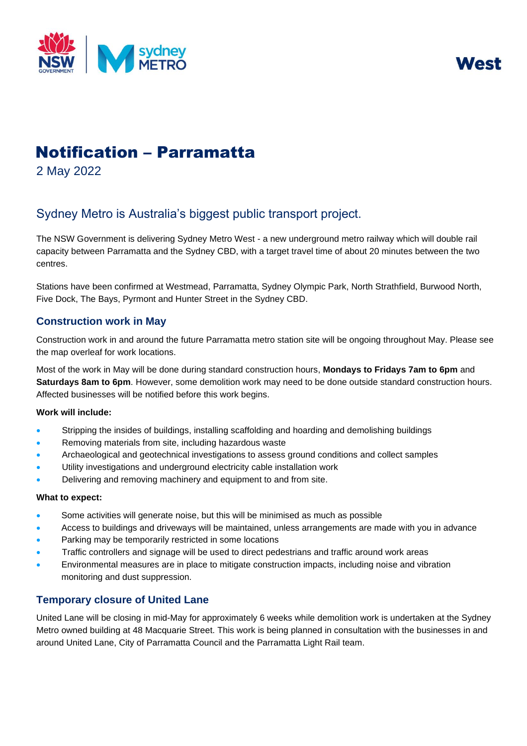West

# Notification – Parramatta

2 May 2022

## Sydney Metro is Australia's biggest public transport project.

The NSW Government is delivering Sydney Metro West - a new underground metro railway which will double rail capacity between Parramatta and the Sydney CBD, with a target travel time of about 20 minutes between the two centres.

Stations have been confirmed at Westmead, Parramatta, Sydney Olympic Park, North Strathfield, Burwood North, Five Dock, The Bays, Pyrmont and Hunter Street in the Sydney CBD.

### Construction work in May

Construction work in and around the future Parramatta metro station site will be ongoing throughout May. Please see the map overleaf for work locations.

Most of the work in May will be done during standard construction hours, **Mondays to Fridays 7am to 6pm** and **Saturdays 8am to 6pm**. However, some demolition work may need to be done outside standard construction hours. Affected businesses will be notified before this work begins.

**Work will include:**

- Stripping the insides of buildings, installing scaffolding and hoarding and demolishing buildings
- Removing materials from site, including hazardous waste
- Archaeological and geotechnical investigations to assess ground conditions and collect samples
- Utility investigations and underground electricity cable installation work
- Delivering and removing machinery and equipment to and from site.

**What to expect:**

- Some activities will generate noise, but this will be minimised as much as possible
- Access to buildings and driveways will be maintained, unless arrangements are made with you in advance
- Parking may be temporarily restricted in some locations
- Traffic controllers and signage will be used to direct pedestrians and traffic around work areas
- Environmental measures are in place to mitigate construction impacts, including noise and vibration monitoring and dust suppression.

### Temporary closure of United Lane

United Lane will be closing in mid-May for approximately 6 weeks while demolition work is undertaken at the Sydney Metro owned building at 48 Macquarie Street. This work is being planned in consultation with the businesses in and around United Lane, City of Parramatta Council and the Parramatta Light Rail team.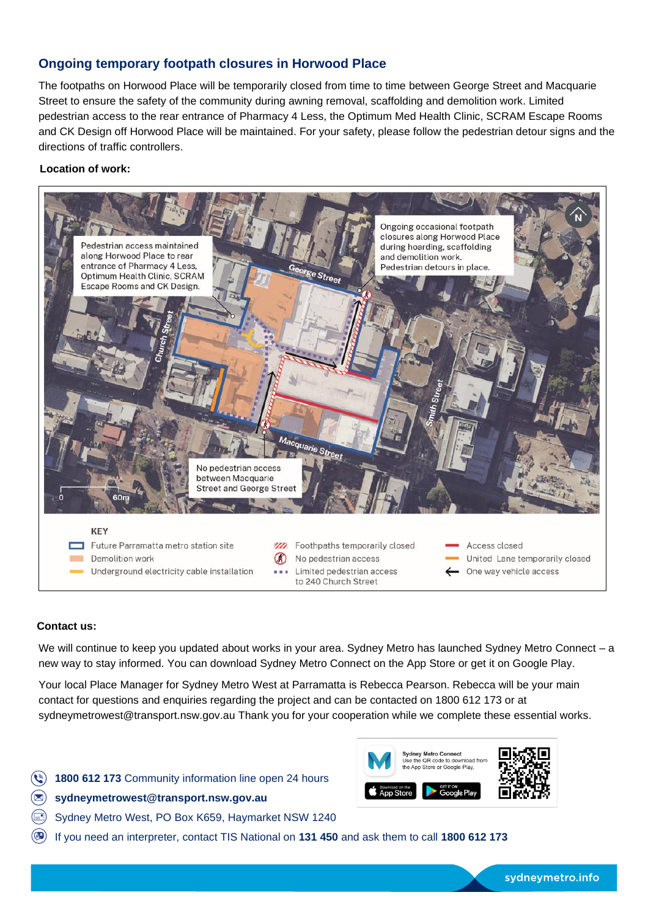## Ongoing temporary footpath closures in Horwood Place

The footpaths on Horwood Place will be temporarily closed from time to time between George Street and Macquarie Street to ensure the safety of the community during awning removal, scaffolding and demolition work. Limited pedestrian access to the rear entrance of Pharmacy 4 Less, the Optimum Med Health Clinic, SCRAM Escape Rooms and CK Design off Horwood Place will be maintained. For your safety, please follow the pedestrian detour signs and the directions of traffic controllers.

**Location of work:**

Pedestrian access maintained along Horwood Place to rear entrance of Pharmacy 4 Less, Optimum Health Clinic, SCRAM Escape Rooms and CK Design.

Ongoing occasional footpath closures along Horwood Place during hoarding, scaffolding and demolition work. Pedestrian detours in place.

No pedestrian access between Macquarie Street and George Street

George Street

Church Street

Smith Street

Macquarie Street

0

60m

N

KEY

Future Parramatta metro station site

Demolition work

Underground electricity cable installation

Foothpaths temporarily closed

No pedestrian access

Limited pedestrian access to 240 Church Street

Access closed

United Lane temporarily closed

One way vehicle access

**Contact us:**

We will continue to keep you updated about works in your area. Sydney Metro has launched Sydney Metro Connect – a new way to stay informed. You can download Sydney Metro Connect on the App Store or get it on Google Play.

Your local Place Manager for Sydney Metro West at Parramatta is Rebecca Pearson. Rebecca will be your main contact for questions and enquiries regarding the project and can be contacted on 1800 612 173 or at sydneymetrowest@transport.nsw.gov.au Thank you for your cooperation while we complete these essential works.

Sydney Metro Connect
Use the QR code to download from the App Store or Google Play.

Download on the App Store

GET IT ON Google Play

**1800 612 173** Community information line open 24 hours

**sydneymetrowest@transport.nsw.gov.au**

Sydney Metro West, PO Box K659, Haymarket NSW 1240

If you need an interpreter, contact TIS National on **131 450** and ask them to call **1800 612 173**

sydneymetro.info